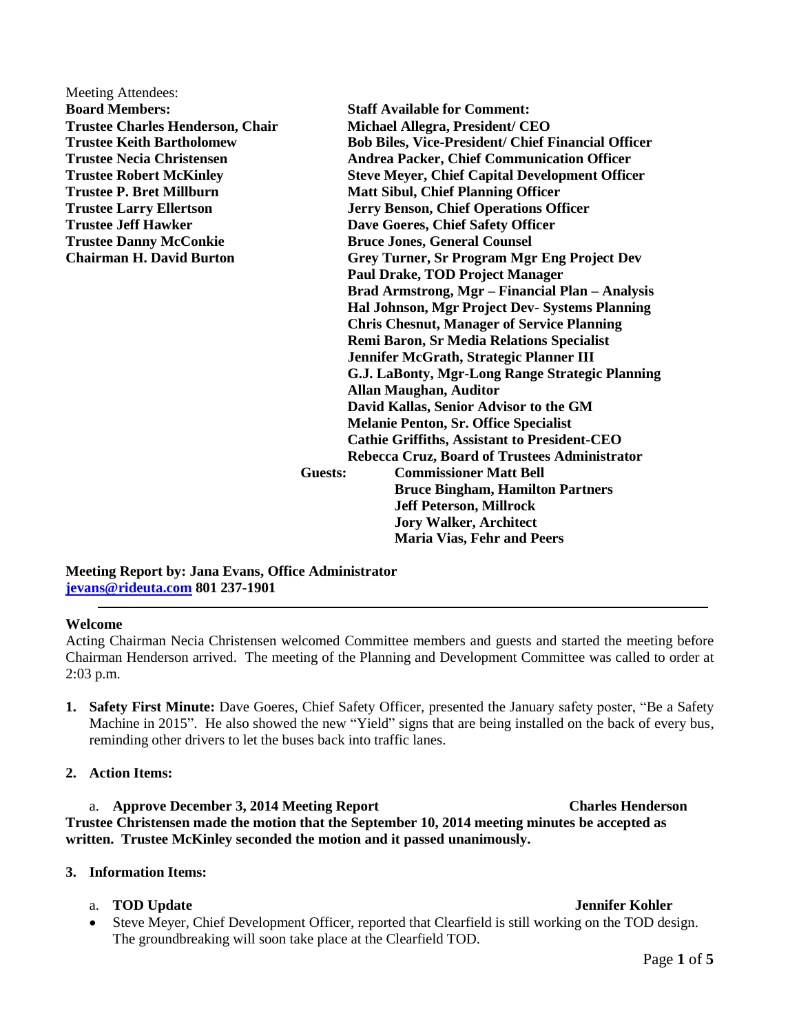Meeting Attendees:

**Board Members:**
**Trustee Charles Henderson, Chair**
**Trustee Keith Bartholomew**
**Trustee Necia Christensen**
**Trustee Robert McKinley**
**Trustee P. Bret Millburn**
**Trustee Larry Ellertson**
**Trustee Jeff Hawker**
**Trustee Danny McConkie**
**Chairman H. David Burton**

**Staff Available for Comment:**
**Michael Allegra, President/ CEO**
**Bob Biles, Vice-President/ Chief Financial Officer**
**Andrea Packer, Chief Communication Officer**
**Steve Meyer, Chief Capital Development Officer**
**Matt Sibul, Chief Planning Officer**
**Jerry Benson, Chief Operations Officer**
**Dave Goeres, Chief Safety Officer**
**Bruce Jones, General Counsel**
**Grey Turner, Sr Program Mgr Eng Project Dev**
**Paul Drake, TOD Project Manager**
**Brad Armstrong, Mgr – Financial Plan – Analysis**
**Hal Johnson, Mgr Project Dev- Systems Planning**
**Chris Chesnut, Manager of Service Planning**
**Remi Baron, Sr Media Relations Specialist**
**Jennifer McGrath, Strategic Planner III**
**G.J. LaBonty, Mgr-Long Range Strategic Planning**
**Allan Maughan, Auditor**
**David Kallas, Senior Advisor to the GM**
**Melanie Penton, Sr. Office Specialist**
**Cathie Griffiths, Assistant to President-CEO**
**Rebecca Cruz, Board of Trustees Administrator**

**Guests:**
**Commissioner Matt Bell**
**Bruce Bingham, Hamilton Partners**
**Jeff Peterson, Millrock**
**Jory Walker, Architect**
**Maria Vias, Fehr and Peers**

**Meeting Report by: Jana Evans, Office Administrator**
**jevans@rideuta.com 801 237-1901**

---

**Welcome**

Acting Chairman Necia Christensen welcomed Committee members and guests and started the meeting before Chairman Henderson arrived. The meeting of the Planning and Development Committee was called to order at 2:03 p.m.

1. **Safety First Minute:** Dave Goeres, Chief Safety Officer, presented the January safety poster, "Be a Safety Machine in 2015". He also showed the new "Yield" signs that are being installed on the back of every bus, reminding other drivers to let the buses back into traffic lanes.

2. **Action Items:**

   a. **Approve December 3, 2014 Meeting Report** **Charles Henderson**

   **Trustee Christensen made the motion that the September 10, 2014 meeting minutes be accepted as written. Trustee McKinley seconded the motion and it passed unanimously.**

3. **Information Items:**

   a. **TOD Update** **Jennifer Kohler**

   - Steve Meyer, Chief Development Officer, reported that Clearfield is still working on the TOD design. The groundbreaking will soon take place at the Clearfield TOD.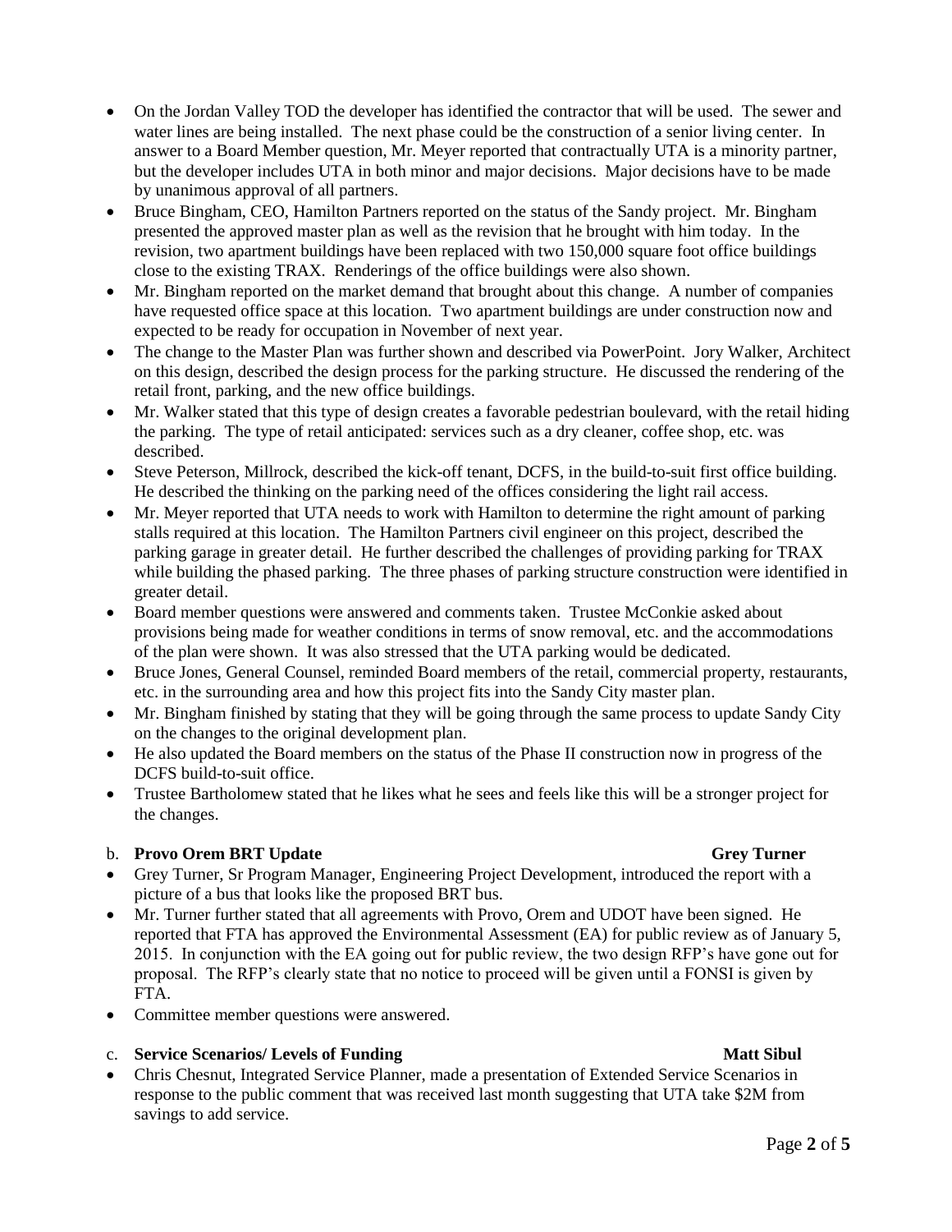- On the Jordan Valley TOD the developer has identified the contractor that will be used. The sewer and water lines are being installed. The next phase could be the construction of a senior living center. In answer to a Board Member question, Mr. Meyer reported that contractually UTA is a minority partner, but the developer includes UTA in both minor and major decisions. Major decisions have to be made by unanimous approval of all partners.
- Bruce Bingham, CEO, Hamilton Partners reported on the status of the Sandy project. Mr. Bingham presented the approved master plan as well as the revision that he brought with him today. In the revision, two apartment buildings have been replaced with two 150,000 square foot office buildings close to the existing TRAX. Renderings of the office buildings were also shown.
- Mr. Bingham reported on the market demand that brought about this change. A number of companies have requested office space at this location. Two apartment buildings are under construction now and expected to be ready for occupation in November of next year.
- The change to the Master Plan was further shown and described via PowerPoint. Jory Walker, Architect on this design, described the design process for the parking structure. He discussed the rendering of the retail front, parking, and the new office buildings.
- Mr. Walker stated that this type of design creates a favorable pedestrian boulevard, with the retail hiding the parking. The type of retail anticipated: services such as a dry cleaner, coffee shop, etc. was described.
- Steve Peterson, Millrock, described the kick-off tenant, DCFS, in the build-to-suit first office building. He described the thinking on the parking need of the offices considering the light rail access.
- Mr. Meyer reported that UTA needs to work with Hamilton to determine the right amount of parking stalls required at this location. The Hamilton Partners civil engineer on this project, described the parking garage in greater detail. He further described the challenges of providing parking for TRAX while building the phased parking. The three phases of parking structure construction were identified in greater detail.
- Board member questions were answered and comments taken. Trustee McConkie asked about provisions being made for weather conditions in terms of snow removal, etc. and the accommodations of the plan were shown. It was also stressed that the UTA parking would be dedicated.
- Bruce Jones, General Counsel, reminded Board members of the retail, commercial property, restaurants, etc. in the surrounding area and how this project fits into the Sandy City master plan.
- Mr. Bingham finished by stating that they will be going through the same process to update Sandy City on the changes to the original development plan.
- He also updated the Board members on the status of the Phase II construction now in progress of the DCFS build-to-suit office.
- Trustee Bartholomew stated that he likes what he sees and feels like this will be a stronger project for the changes.

b. **Provo Orem BRT Update** **Grey Turner**

- Grey Turner, Sr Program Manager, Engineering Project Development, introduced the report with a picture of a bus that looks like the proposed BRT bus.
- Mr. Turner further stated that all agreements with Provo, Orem and UDOT have been signed. He reported that FTA has approved the Environmental Assessment (EA) for public review as of January 5, 2015. In conjunction with the EA going out for public review, the two design RFP's have gone out for proposal. The RFP's clearly state that no notice to proceed will be given until a FONSI is given by FTA.
- Committee member questions were answered.

c. **Service Scenarios/ Levels of Funding** **Matt Sibul**

- Chris Chesnut, Integrated Service Planner, made a presentation of Extended Service Scenarios in response to the public comment that was received last month suggesting that UTA take $2M from savings to add service.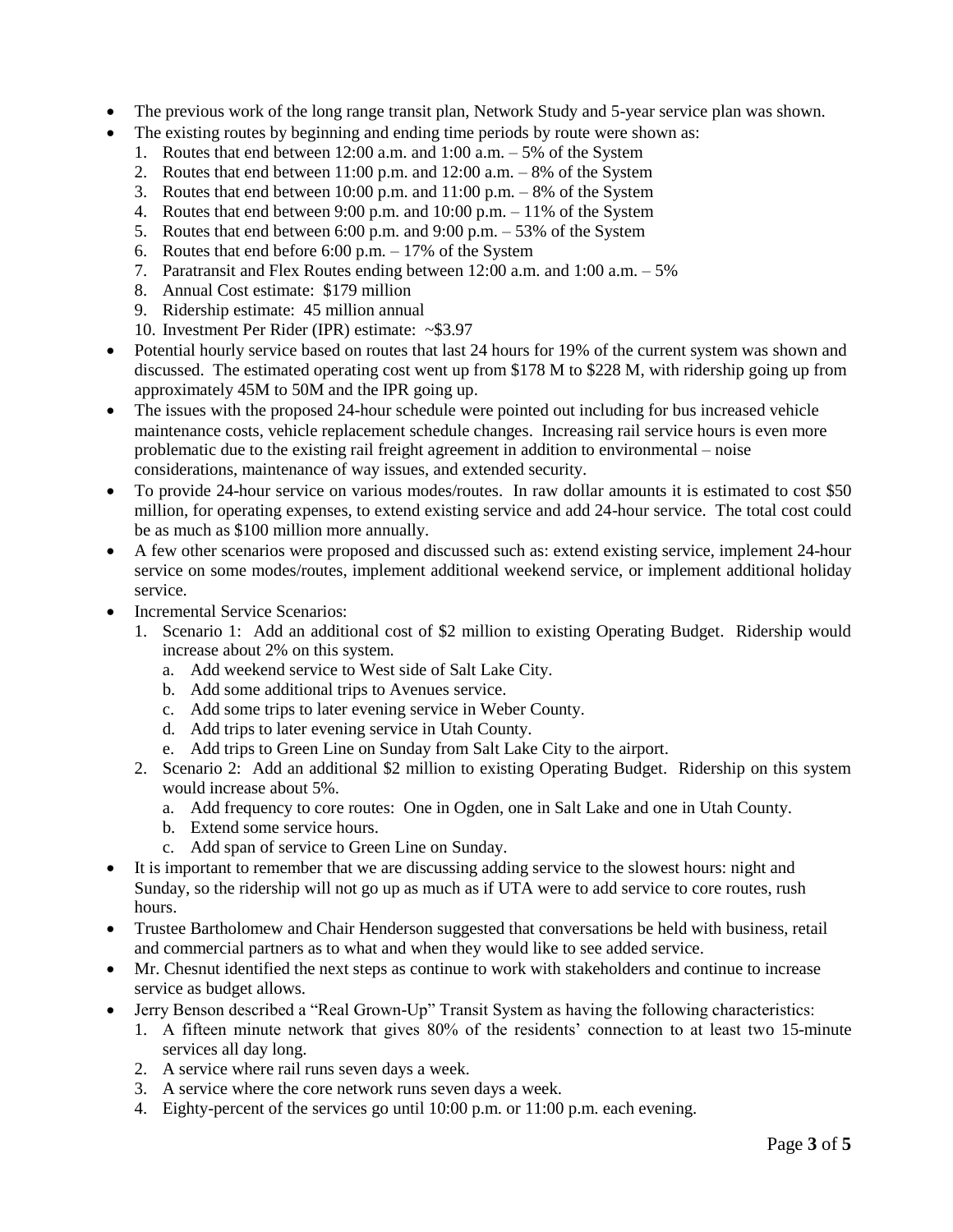- The previous work of the long range transit plan, Network Study and 5-year service plan was shown.
- The existing routes by beginning and ending time periods by route were shown as:
  1. Routes that end between 12:00 a.m. and 1:00 a.m. – 5% of the System
  2. Routes that end between 11:00 p.m. and 12:00 a.m. – 8% of the System
  3. Routes that end between 10:00 p.m. and 11:00 p.m. – 8% of the System
  4. Routes that end between 9:00 p.m. and 10:00 p.m. – 11% of the System
  5. Routes that end between 6:00 p.m. and 9:00 p.m. – 53% of the System
  6. Routes that end before 6:00 p.m. – 17% of the System
  7. Paratransit and Flex Routes ending between 12:00 a.m. and 1:00 a.m. – 5%
  8. Annual Cost estimate: $179 million
  9. Ridership estimate: 45 million annual
  10. Investment Per Rider (IPR) estimate: ~$3.97
- Potential hourly service based on routes that last 24 hours for 19% of the current system was shown and discussed. The estimated operating cost went up from $178 M to $228 M, with ridership going up from approximately 45M to 50M and the IPR going up.
- The issues with the proposed 24-hour schedule were pointed out including for bus increased vehicle maintenance costs, vehicle replacement schedule changes. Increasing rail service hours is even more problematic due to the existing rail freight agreement in addition to environmental – noise considerations, maintenance of way issues, and extended security.
- To provide 24-hour service on various modes/routes. In raw dollar amounts it is estimated to cost $50 million, for operating expenses, to extend existing service and add 24-hour service. The total cost could be as much as $100 million more annually.
- A few other scenarios were proposed and discussed such as: extend existing service, implement 24-hour service on some modes/routes, implement additional weekend service, or implement additional holiday service.
- Incremental Service Scenarios:
  1. Scenario 1: Add an additional cost of $2 million to existing Operating Budget. Ridership would increase about 2% on this system.
     a. Add weekend service to West side of Salt Lake City.
     b. Add some additional trips to Avenues service.
     c. Add some trips to later evening service in Weber County.
     d. Add trips to later evening service in Utah County.
     e. Add trips to Green Line on Sunday from Salt Lake City to the airport.
  2. Scenario 2: Add an additional $2 million to existing Operating Budget. Ridership on this system would increase about 5%.
     a. Add frequency to core routes: One in Ogden, one in Salt Lake and one in Utah County.
     b. Extend some service hours.
     c. Add span of service to Green Line on Sunday.
- It is important to remember that we are discussing adding service to the slowest hours: night and Sunday, so the ridership will not go up as much as if UTA were to add service to core routes, rush hours.
- Trustee Bartholomew and Chair Henderson suggested that conversations be held with business, retail and commercial partners as to what and when they would like to see added service.
- Mr. Chesnut identified the next steps as continue to work with stakeholders and continue to increase service as budget allows.
- Jerry Benson described a "Real Grown-Up" Transit System as having the following characteristics:
  1. A fifteen minute network that gives 80% of the residents' connection to at least two 15-minute services all day long.
  2. A service where rail runs seven days a week.
  3. A service where the core network runs seven days a week.
  4. Eighty-percent of the services go until 10:00 p.m. or 11:00 p.m. each evening.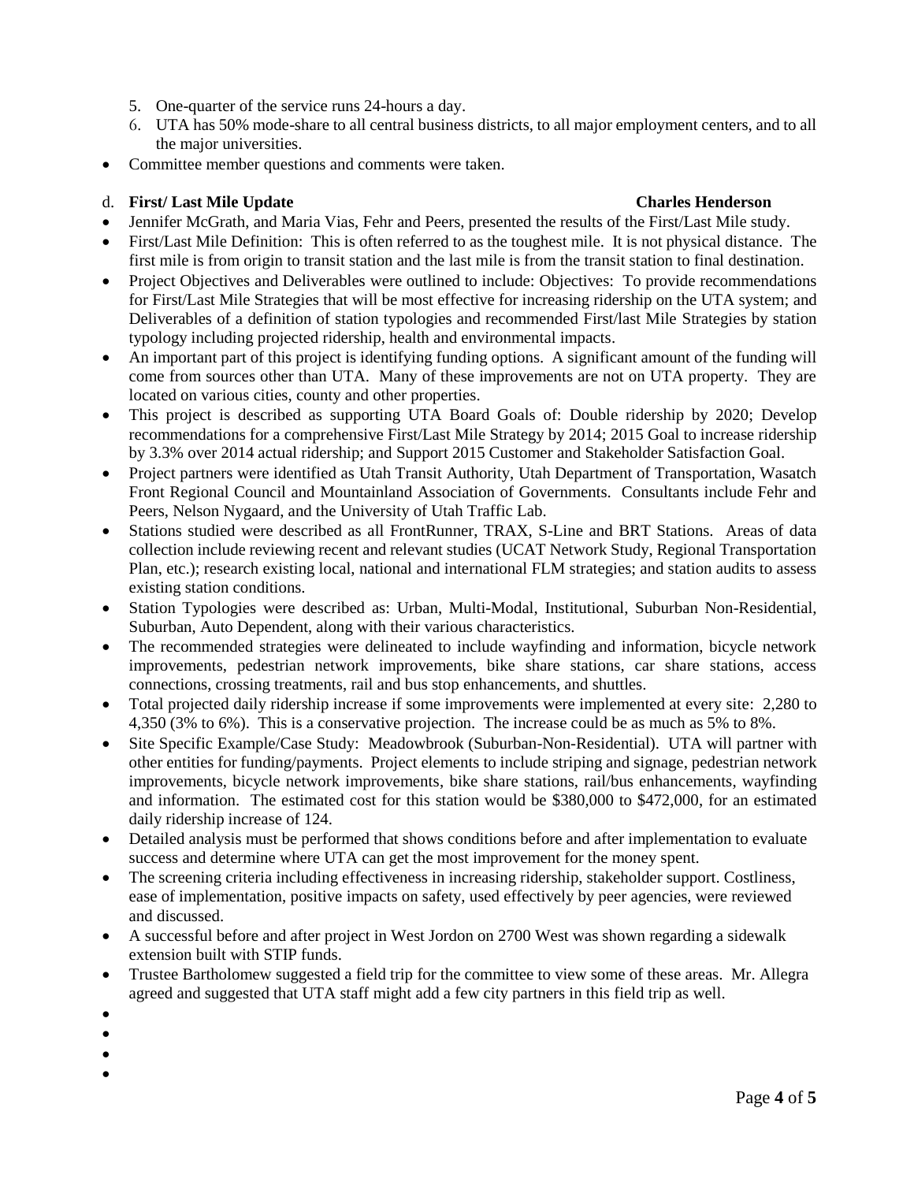5. One-quarter of the service runs 24-hours a day.
6. UTA has 50% mode-share to all central business districts, to all major employment centers, and to all the major universities.

- Committee member questions and comments were taken.

d. **First/ Last Mile Update** **Charles Henderson**

- Jennifer McGrath, and Maria Vias, Fehr and Peers, presented the results of the First/Last Mile study.
- First/Last Mile Definition: This is often referred to as the toughest mile. It is not physical distance. The first mile is from origin to transit station and the last mile is from the transit station to final destination.
- Project Objectives and Deliverables were outlined to include: Objectives: To provide recommendations for First/Last Mile Strategies that will be most effective for increasing ridership on the UTA system; and Deliverables of a definition of station typologies and recommended First/last Mile Strategies by station typology including projected ridership, health and environmental impacts.
- An important part of this project is identifying funding options. A significant amount of the funding will come from sources other than UTA. Many of these improvements are not on UTA property. They are located on various cities, county and other properties.
- This project is described as supporting UTA Board Goals of: Double ridership by 2020; Develop recommendations for a comprehensive First/Last Mile Strategy by 2014; 2015 Goal to increase ridership by 3.3% over 2014 actual ridership; and Support 2015 Customer and Stakeholder Satisfaction Goal.
- Project partners were identified as Utah Transit Authority, Utah Department of Transportation, Wasatch Front Regional Council and Mountainland Association of Governments. Consultants include Fehr and Peers, Nelson Nygaard, and the University of Utah Traffic Lab.
- Stations studied were described as all FrontRunner, TRAX, S-Line and BRT Stations. Areas of data collection include reviewing recent and relevant studies (UCAT Network Study, Regional Transportation Plan, etc.); research existing local, national and international FLM strategies; and station audits to assess existing station conditions.
- Station Typologies were described as: Urban, Multi-Modal, Institutional, Suburban Non-Residential, Suburban, Auto Dependent, along with their various characteristics.
- The recommended strategies were delineated to include wayfinding and information, bicycle network improvements, pedestrian network improvements, bike share stations, car share stations, access connections, crossing treatments, rail and bus stop enhancements, and shuttles.
- Total projected daily ridership increase if some improvements were implemented at every site: 2,280 to 4,350 (3% to 6%). This is a conservative projection. The increase could be as much as 5% to 8%.
- Site Specific Example/Case Study: Meadowbrook (Suburban-Non-Residential). UTA will partner with other entities for funding/payments. Project elements to include striping and signage, pedestrian network improvements, bicycle network improvements, bike share stations, rail/bus enhancements, wayfinding and information. The estimated cost for this station would be $380,000 to $472,000, for an estimated daily ridership increase of 124.
- Detailed analysis must be performed that shows conditions before and after implementation to evaluate success and determine where UTA can get the most improvement for the money spent.
- The screening criteria including effectiveness in increasing ridership, stakeholder support. Costliness, ease of implementation, positive impacts on safety, used effectively by peer agencies, were reviewed and discussed.
- A successful before and after project in West Jordon on 2700 West was shown regarding a sidewalk extension built with STIP funds.
- Trustee Bartholomew suggested a field trip for the committee to view some of these areas. Mr. Allegra agreed and suggested that UTA staff might add a few city partners in this field trip as well.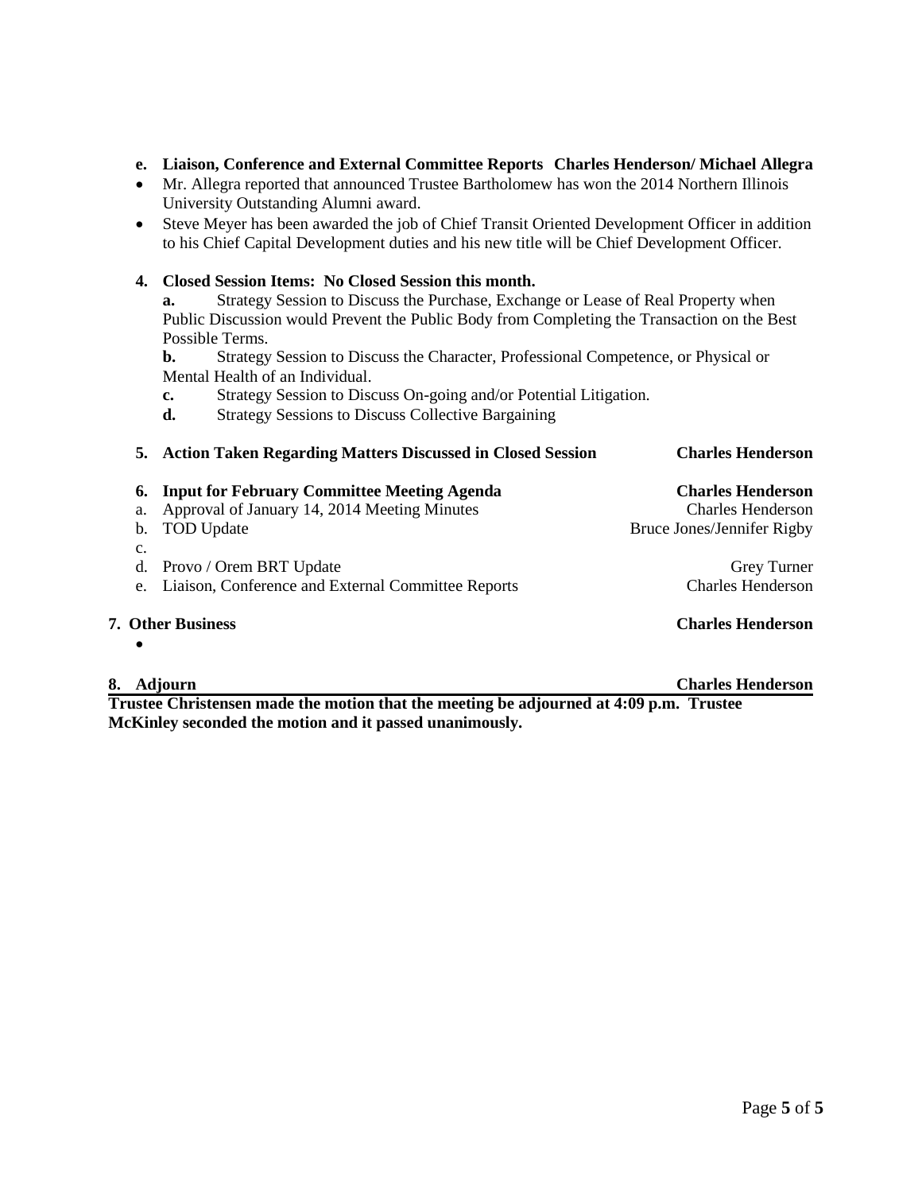**e. Liaison, Conference and External Committee Reports Charles Henderson/ Michael Allegra**

- Mr. Allegra reported that announced Trustee Bartholomew has won the 2014 Northern Illinois University Outstanding Alumni award.
- Steve Meyer has been awarded the job of Chief Transit Oriented Development Officer in addition to his Chief Capital Development duties and his new title will be Chief Development Officer.

**4. Closed Session Items: No Closed Session this month.**

**a.** Strategy Session to Discuss the Purchase, Exchange or Lease of Real Property when Public Discussion would Prevent the Public Body from Completing the Transaction on the Best Possible Terms.

**b.** Strategy Session to Discuss the Character, Professional Competence, or Physical or Mental Health of an Individual.

**c.** Strategy Session to Discuss On-going and/or Potential Litigation.

**d.** Strategy Sessions to Discuss Collective Bargaining

**5. Action Taken Regarding Matters Discussed in Closed Session** **Charles Henderson**

**6. Input for February Committee Meeting Agenda** **Charles Henderson**

a. Approval of January 14, 2014 Meeting Minutes — Charles Henderson

b. TOD Update — Bruce Jones/Jennifer Rigby

c.

d. Provo / Orem BRT Update — Grey Turner

e. Liaison, Conference and External Committee Reports — Charles Henderson

**7. Other Business** **Charles Henderson**

-

**8. Adjourn** **Charles Henderson**

**Trustee Christensen made the motion that the meeting be adjourned at 4:09 p.m. Trustee McKinley seconded the motion and it passed unanimously.**